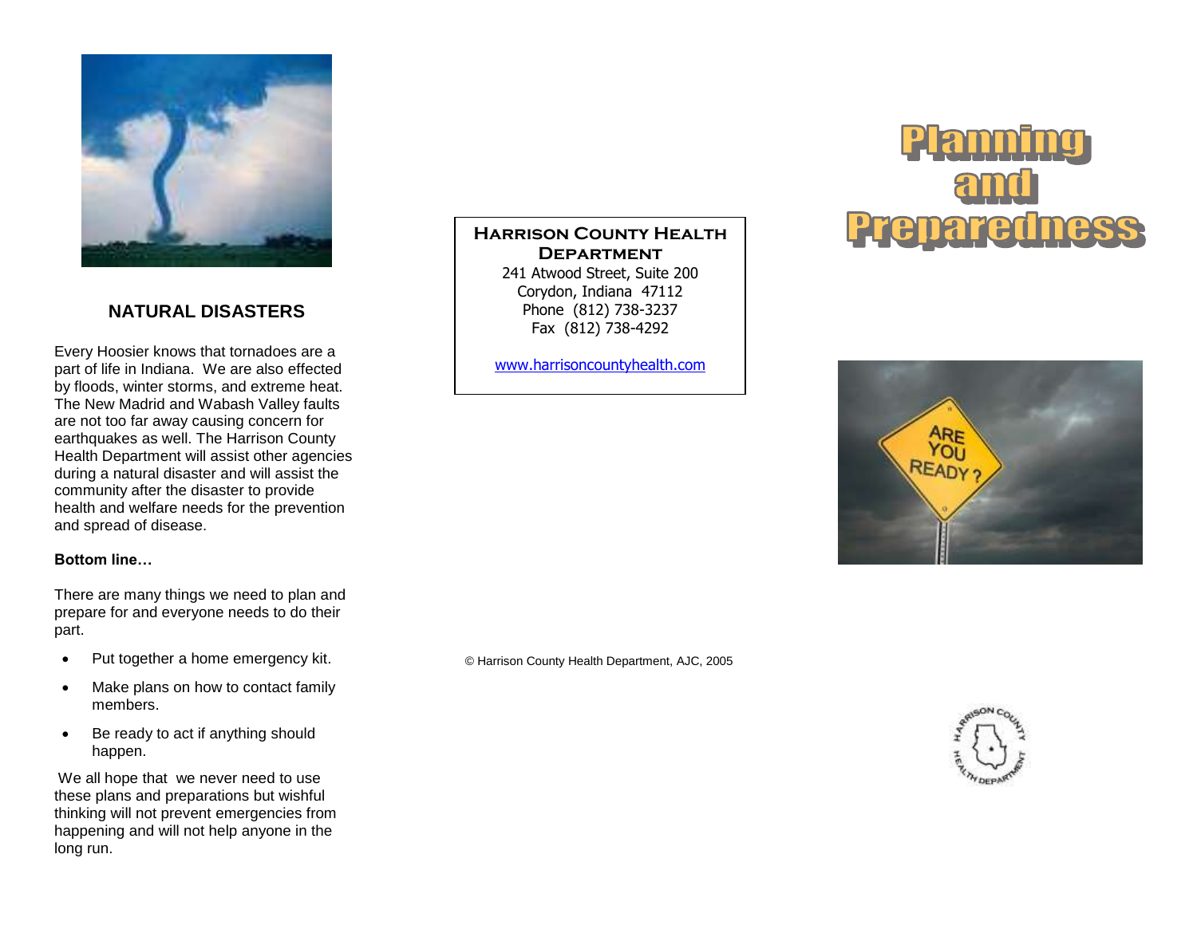## NATURAL DISASTERS

Every Hoosier knows that tornadoes are a part of life in Indiana. We are also effected by floods, winter storms, and extreme heat. The New Madrid and Wabash Valley faults are not too far away causing concern for earthquakes as well. The Harrison County Health Department will assist other agencies during a natural disaster and will assist the community after the disaster to provide health and welfare needs for the prevention and spread of disease.

**Bottom line…**

There are many things we need to plan and prepare for and everyone needs to do their part.

- Put together a home emergency kit.
- Make plans on how to contact family members.
- Be ready to act if anything should happen.

We all hope that we never need to use these plans and preparations but wishful thinking will not prevent emergencies from happening and will not help anyone in the long run.

**Harrison County Health Department**
241 Atwood Street, Suite 200
Corydon, Indiana 47112
Phone (812) 738-3237
Fax (812) 738-4292

www.harrisoncountyhealth.com

© Harrison County Health Department, AJC, 2005

# Planning and Preparedness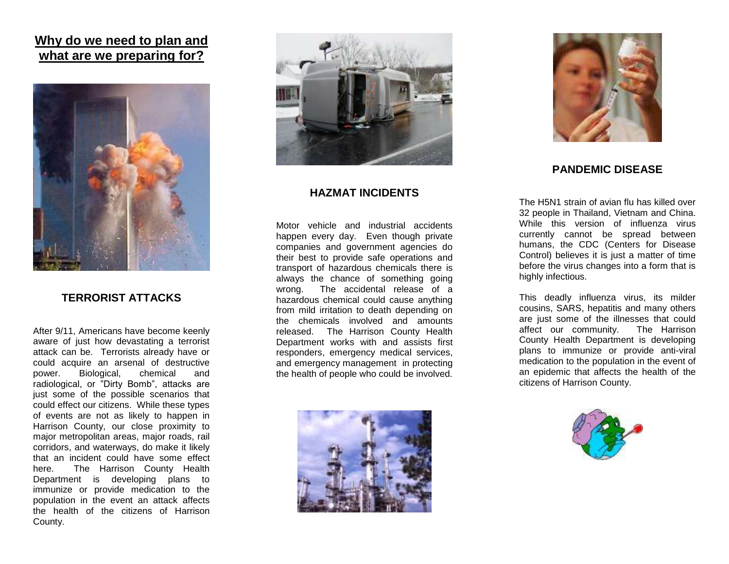## Why do we need to plan and what are we preparing for?

### TERRORIST ATTACKS

After 9/11, Americans have become keenly aware of just how devastating a terrorist attack can be. Terrorists already have or could acquire an arsenal of destructive power. Biological, chemical and radiological, or "Dirty Bomb", attacks are just some of the possible scenarios that could effect our citizens. While these types of events are not as likely to happen in Harrison County, our close proximity to major metropolitan areas, major roads, rail corridors, and waterways, do make it likely that an incident could have some effect here. The Harrison County Health Department is developing plans to immunize or provide medication to the population in the event an attack affects the health of the citizens of Harrison County.

### HAZMAT INCIDENTS

Motor vehicle and industrial accidents happen every day. Even though private companies and government agencies do their best to provide safe operations and transport of hazardous chemicals there is always the chance of something going wrong. The accidental release of a hazardous chemical could cause anything from mild irritation to death depending on the chemicals involved and amounts released. The Harrison County Health Department works with and assists first responders, emergency medical services, and emergency management in protecting the health of people who could be involved.

### PANDEMIC DISEASE

The H5N1 strain of avian flu has killed over 32 people in Thailand, Vietnam and China. While this version of influenza virus currently cannot be spread between humans, the CDC (Centers for Disease Control) believes it is just a matter of time before the virus changes into a form that is highly infectious.

This deadly influenza virus, its milder cousins, SARS, hepatitis and many others are just some of the illnesses that could affect our community. The Harrison County Health Department is developing plans to immunize or provide anti-viral medication to the population in the event of an epidemic that affects the health of the citizens of Harrison County.